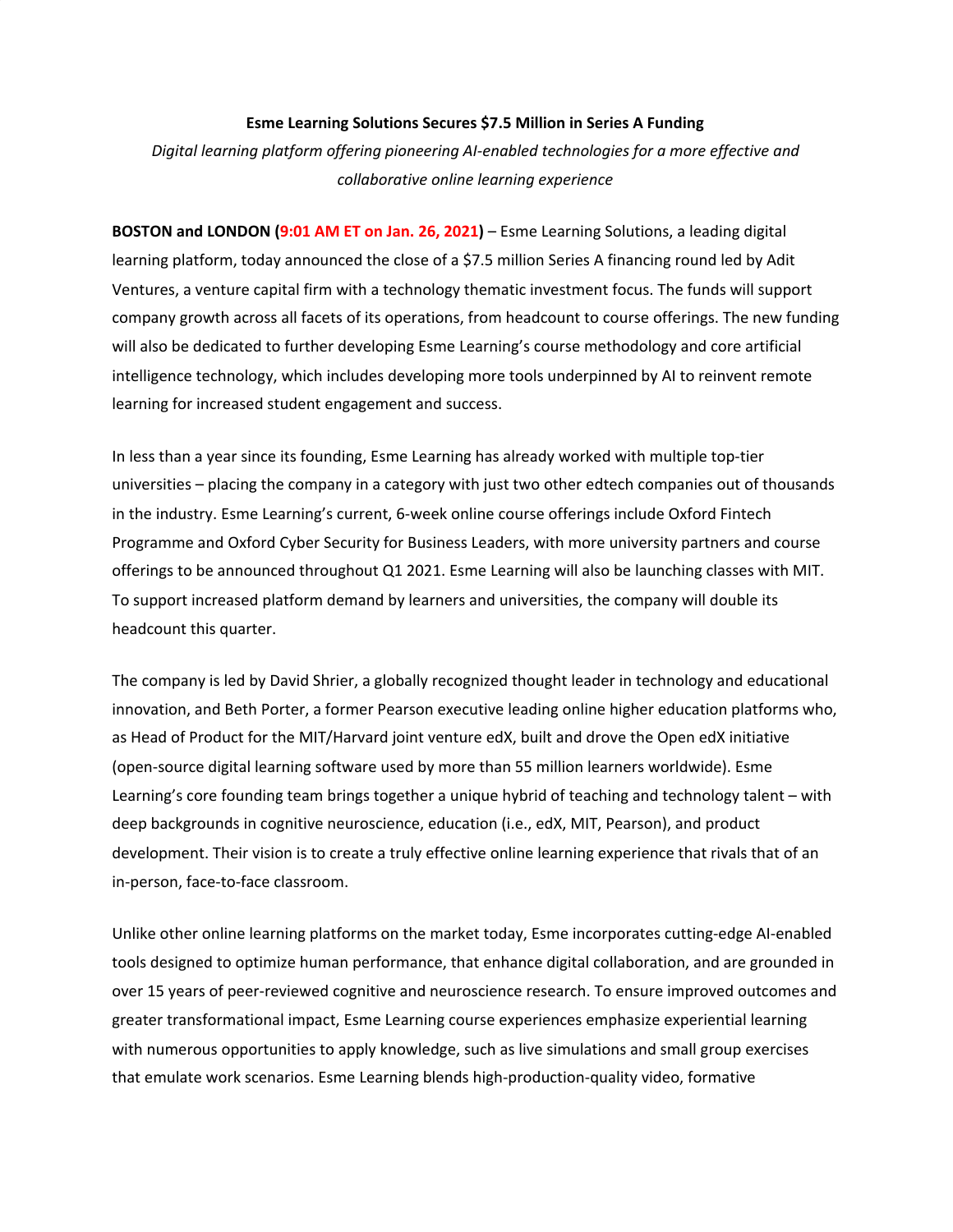**Esme Learning Solutions Secures $7.5 Million in Series A Funding**

*Digital learning platform offering pioneering AI-enabled technologies for a more effective and collaborative online learning experience*

**BOSTON and LONDON (9:01 AM ET on Jan. 26, 2021)** – Esme Learning Solutions, a leading digital learning platform, today announced the close of a $7.5 million Series A financing round led by Adit Ventures, a venture capital firm with a technology thematic investment focus. The funds will support company growth across all facets of its operations, from headcount to course offerings. The new funding will also be dedicated to further developing Esme Learning's course methodology and core artificial intelligence technology, which includes developing more tools underpinned by AI to reinvent remote learning for increased student engagement and success.

In less than a year since its founding, Esme Learning has already worked with multiple top-tier universities – placing the company in a category with just two other edtech companies out of thousands in the industry. Esme Learning's current, 6-week online course offerings include Oxford Fintech Programme and Oxford Cyber Security for Business Leaders, with more university partners and course offerings to be announced throughout Q1 2021. Esme Learning will also be launching classes with MIT. To support increased platform demand by learners and universities, the company will double its headcount this quarter.

The company is led by David Shrier, a globally recognized thought leader in technology and educational innovation, and Beth Porter, a former Pearson executive leading online higher education platforms who, as Head of Product for the MIT/Harvard joint venture edX, built and drove the Open edX initiative (open-source digital learning software used by more than 55 million learners worldwide). Esme Learning's core founding team brings together a unique hybrid of teaching and technology talent – with deep backgrounds in cognitive neuroscience, education (i.e., edX, MIT, Pearson), and product development. Their vision is to create a truly effective online learning experience that rivals that of an in-person, face-to-face classroom.

Unlike other online learning platforms on the market today, Esme incorporates cutting-edge AI-enabled tools designed to optimize human performance, that enhance digital collaboration, and are grounded in over 15 years of peer-reviewed cognitive and neuroscience research. To ensure improved outcomes and greater transformational impact, Esme Learning course experiences emphasize experiential learning with numerous opportunities to apply knowledge, such as live simulations and small group exercises that emulate work scenarios. Esme Learning blends high-production-quality video, formative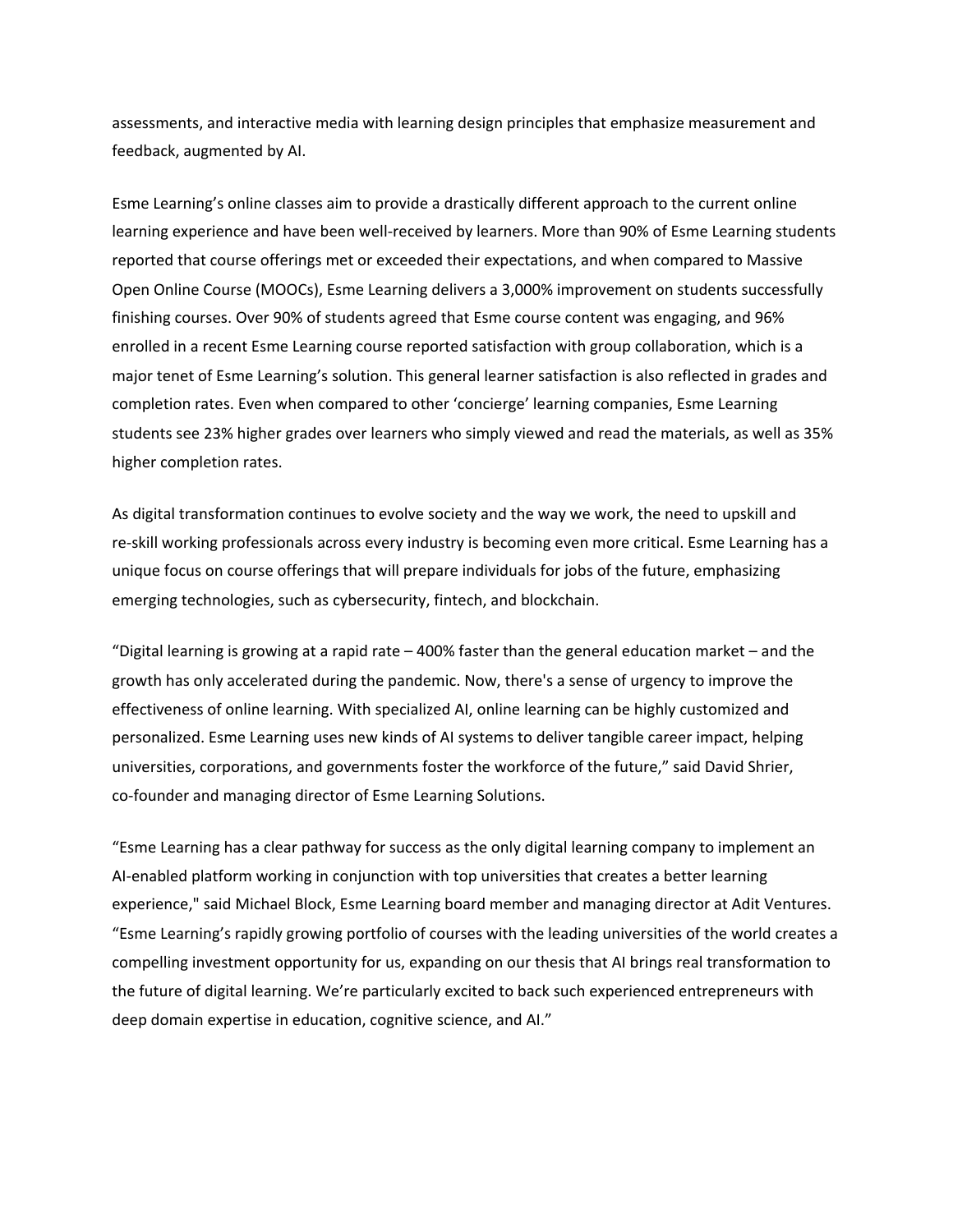assessments, and interactive media with learning design principles that emphasize measurement and feedback, augmented by AI.

Esme Learning's online classes aim to provide a drastically different approach to the current online learning experience and have been well-received by learners. More than 90% of Esme Learning students reported that course offerings met or exceeded their expectations, and when compared to Massive Open Online Course (MOOCs), Esme Learning delivers a 3,000% improvement on students successfully finishing courses. Over 90% of students agreed that Esme course content was engaging, and 96% enrolled in a recent Esme Learning course reported satisfaction with group collaboration, which is a major tenet of Esme Learning's solution. This general learner satisfaction is also reflected in grades and completion rates. Even when compared to other 'concierge' learning companies, Esme Learning students see 23% higher grades over learners who simply viewed and read the materials, as well as 35% higher completion rates.

As digital transformation continues to evolve society and the way we work, the need to upskill and re-skill working professionals across every industry is becoming even more critical. Esme Learning has a unique focus on course offerings that will prepare individuals for jobs of the future, emphasizing emerging technologies, such as cybersecurity, fintech, and blockchain.

"Digital learning is growing at a rapid rate – 400% faster than the general education market – and the growth has only accelerated during the pandemic. Now, there's a sense of urgency to improve the effectiveness of online learning. With specialized AI, online learning can be highly customized and personalized. Esme Learning uses new kinds of AI systems to deliver tangible career impact, helping universities, corporations, and governments foster the workforce of the future," said David Shrier, co-founder and managing director of Esme Learning Solutions.

"Esme Learning has a clear pathway for success as the only digital learning company to implement an AI-enabled platform working in conjunction with top universities that creates a better learning experience," said Michael Block, Esme Learning board member and managing director at Adit Ventures. "Esme Learning's rapidly growing portfolio of courses with the leading universities of the world creates a compelling investment opportunity for us, expanding on our thesis that AI brings real transformation to the future of digital learning. We're particularly excited to back such experienced entrepreneurs with deep domain expertise in education, cognitive science, and AI."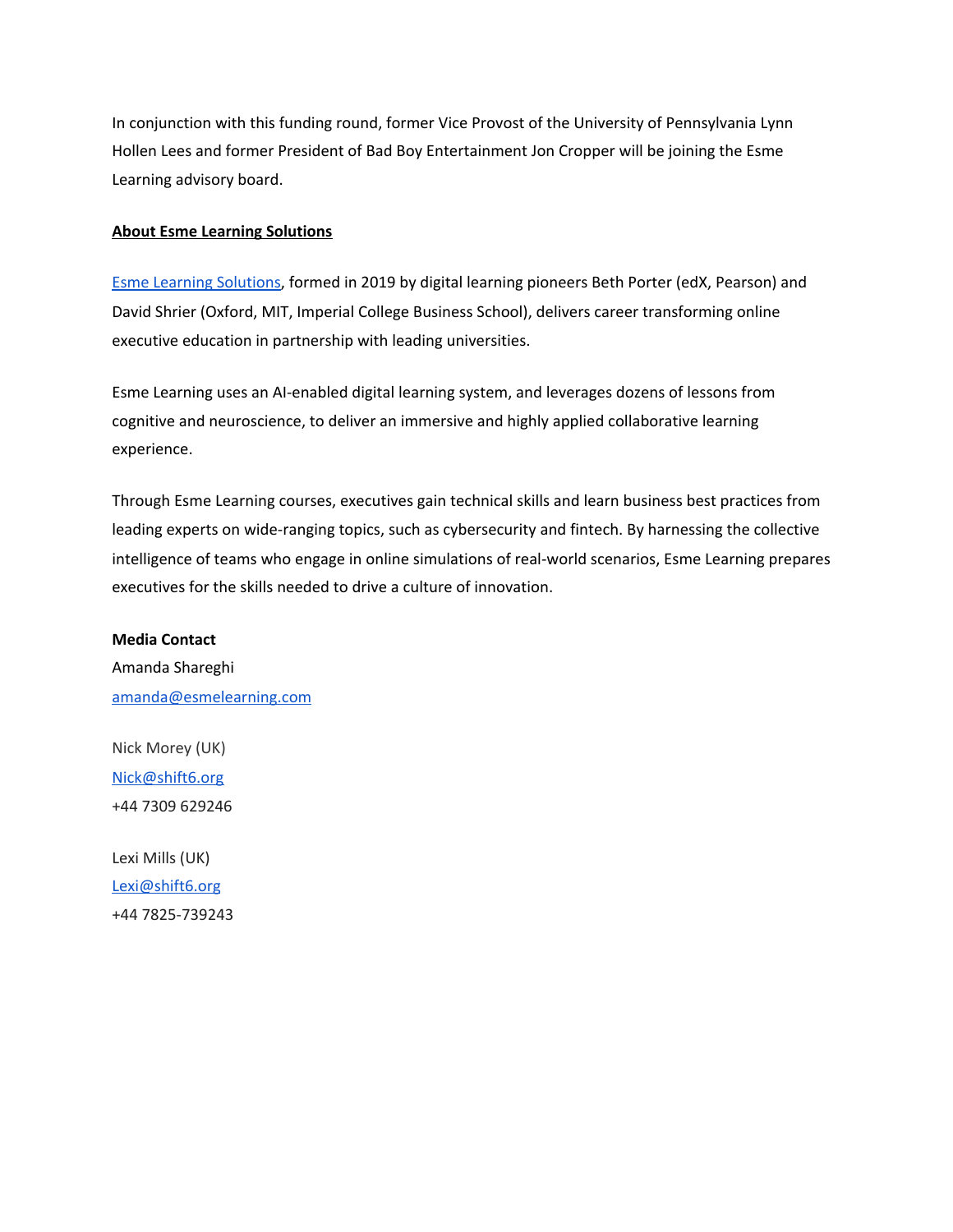In conjunction with this funding round, former Vice Provost of the University of Pennsylvania Lynn Hollen Lees and former President of Bad Boy Entertainment Jon Cropper will be joining the Esme Learning advisory board.

**About Esme Learning Solutions**

Esme Learning Solutions, formed in 2019 by digital learning pioneers Beth Porter (edX, Pearson) and David Shrier (Oxford, MIT, Imperial College Business School), delivers career transforming online executive education in partnership with leading universities.

Esme Learning uses an AI-enabled digital learning system, and leverages dozens of lessons from cognitive and neuroscience, to deliver an immersive and highly applied collaborative learning experience.

Through Esme Learning courses, executives gain technical skills and learn business best practices from leading experts on wide-ranging topics, such as cybersecurity and fintech. By harnessing the collective intelligence of teams who engage in online simulations of real-world scenarios, Esme Learning prepares executives for the skills needed to drive a culture of innovation.

**Media Contact**

Amanda Shareghi
amanda@esmelearning.com

Nick Morey (UK)
Nick@shift6.org
+44 7309 629246

Lexi Mills (UK)
Lexi@shift6.org
+44 7825-739243